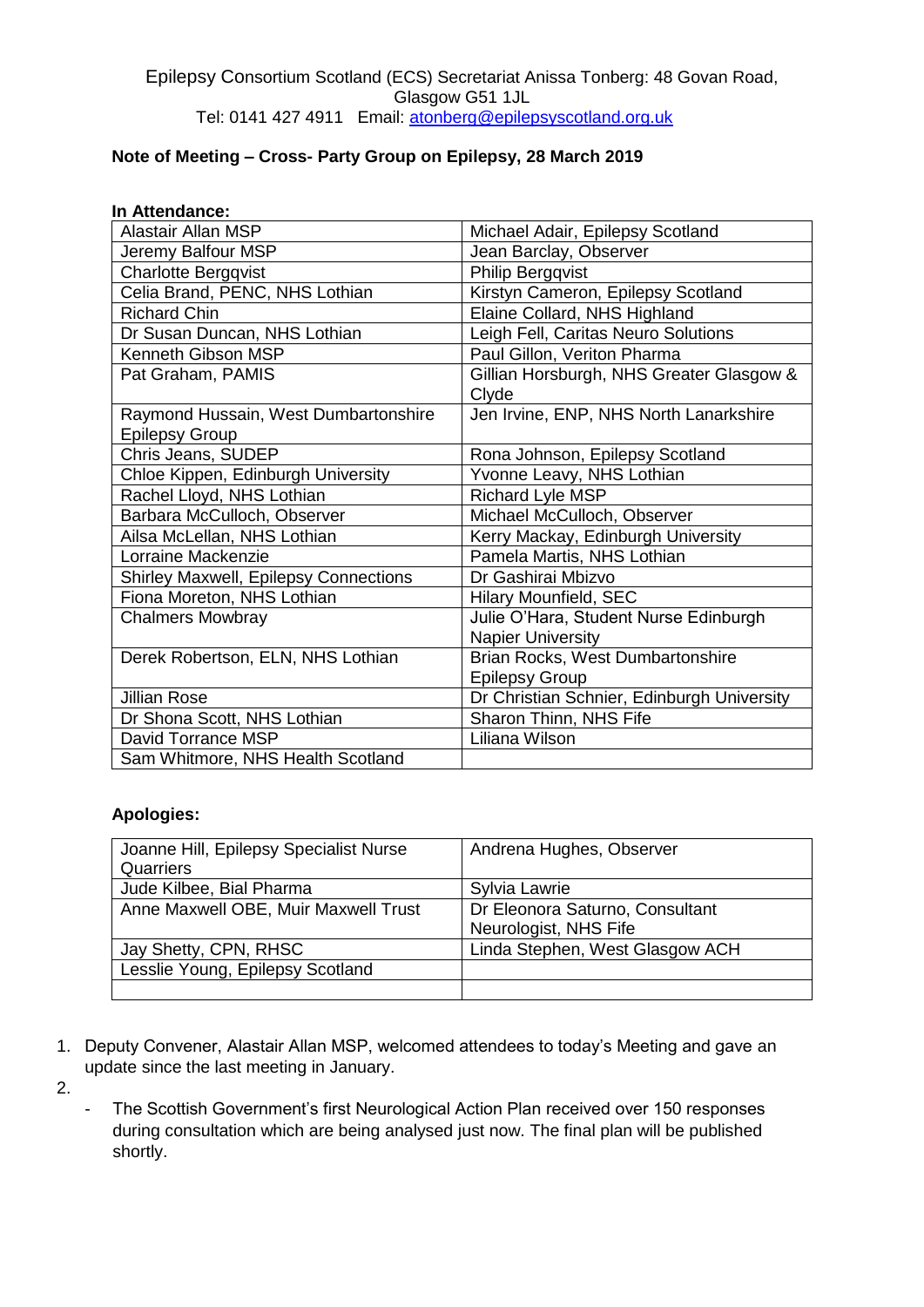Epilepsy Consortium Scotland (ECS) Secretariat Anissa Tonberg: 48 Govan Road, Glasgow G51 1JL
Tel: 0141 427 4911 Email: atonberg@epilepsyscotland.org.uk

**Note of Meeting – Cross- Party Group on Epilepsy, 28 March 2019**

**In Attendance:**

| | |
|---|---|
| Alastair Allan MSP | Michael Adair, Epilepsy Scotland |
| Jeremy Balfour MSP | Jean Barclay, Observer |
| Charlotte Bergqvist | Philip Bergqvist |
| Celia Brand, PENC, NHS Lothian | Kirstyn Cameron, Epilepsy Scotland |
| Richard Chin | Elaine Collard, NHS Highland |
| Dr Susan Duncan, NHS Lothian | Leigh Fell, Caritas Neuro Solutions |
| Kenneth Gibson MSP | Paul Gillon, Veriton Pharma |
| Pat Graham, PAMIS | Gillian Horsburgh, NHS Greater Glasgow & Clyde |
| Raymond Hussain, West Dumbartonshire Epilepsy Group | Jen Irvine, ENP, NHS North Lanarkshire |
| Chris Jeans, SUDEP | Rona Johnson, Epilepsy Scotland |
| Chloe Kippen, Edinburgh University | Yvonne Leavy, NHS Lothian |
| Rachel Lloyd, NHS Lothian | Richard Lyle MSP |
| Barbara McCulloch, Observer | Michael McCulloch, Observer |
| Ailsa McLellan, NHS Lothian | Kerry Mackay, Edinburgh University |
| Lorraine Mackenzie | Pamela Martis, NHS Lothian |
| Shirley Maxwell, Epilepsy Connections | Dr Gashirai Mbizvo |
| Fiona Moreton, NHS Lothian | Hilary Mounfield, SEC |
| Chalmers Mowbray | Julie O'Hara, Student Nurse Edinburgh Napier University |
| Derek Robertson, ELN, NHS Lothian | Brian Rocks, West Dumbartonshire Epilepsy Group |
| Jillian Rose | Dr Christian Schnier, Edinburgh University |
| Dr Shona Scott, NHS Lothian | Sharon Thinn, NHS Fife |
| David Torrance MSP | Liliana Wilson |
| Sam Whitmore, NHS Health Scotland | |

**Apologies:**

| | |
|---|---|
| Joanne Hill, Epilepsy Specialist Nurse Quarriers | Andrena Hughes, Observer |
| Jude Kilbee, Bial Pharma | Sylvia Lawrie |
| Anne Maxwell OBE, Muir Maxwell Trust | Dr Eleonora Saturno, Consultant Neurologist, NHS Fife |
| Jay Shetty, CPN, RHSC | Linda Stephen, West Glasgow ACH |
| Lesslie Young, Epilepsy Scotland | |
| | |

1. Deputy Convener, Alastair Allan MSP, welcomed attendees to today's Meeting and gave an update since the last meeting in January.
2. 
   - The Scottish Government's first Neurological Action Plan received over 150 responses during consultation which are being analysed just now. The final plan will be published shortly.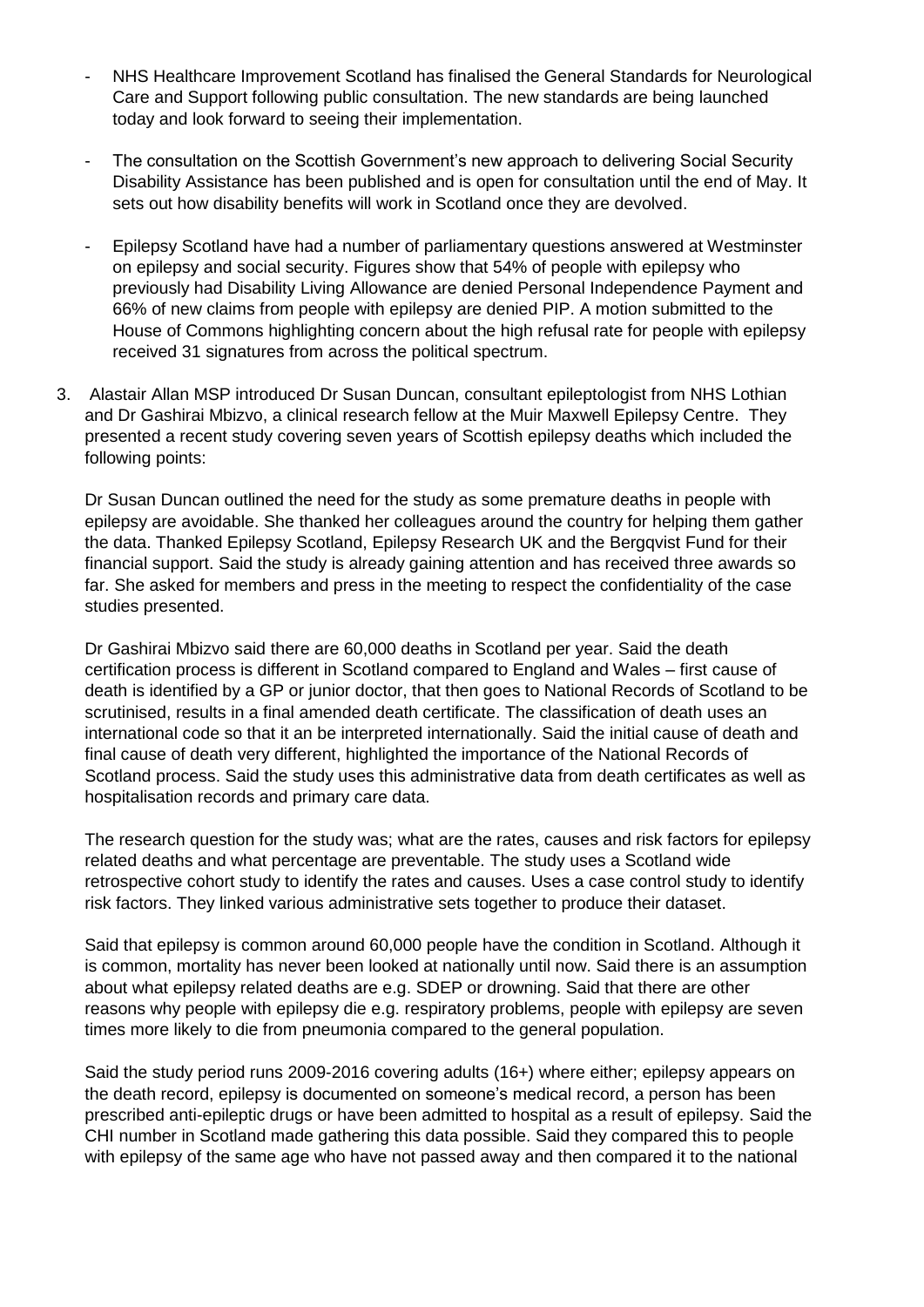- NHS Healthcare Improvement Scotland has finalised the General Standards for Neurological Care and Support following public consultation. The new standards are being launched today and look forward to seeing their implementation.

- The consultation on the Scottish Government's new approach to delivering Social Security Disability Assistance has been published and is open for consultation until the end of May. It sets out how disability benefits will work in Scotland once they are devolved.

- Epilepsy Scotland have had a number of parliamentary questions answered at Westminster on epilepsy and social security. Figures show that 54% of people with epilepsy who previously had Disability Living Allowance are denied Personal Independence Payment and 66% of new claims from people with epilepsy are denied PIP. A motion submitted to the House of Commons highlighting concern about the high refusal rate for people with epilepsy received 31 signatures from across the political spectrum.

3. Alastair Allan MSP introduced Dr Susan Duncan, consultant epileptologist from NHS Lothian and Dr Gashirai Mbizvo, a clinical research fellow at the Muir Maxwell Epilepsy Centre. They presented a recent study covering seven years of Scottish epilepsy deaths which included the following points:

   Dr Susan Duncan outlined the need for the study as some premature deaths in people with epilepsy are avoidable. She thanked her colleagues around the country for helping them gather the data. Thanked Epilepsy Scotland, Epilepsy Research UK and the Bergqvist Fund for their financial support. Said the study is already gaining attention and has received three awards so far. She asked for members and press in the meeting to respect the confidentiality of the case studies presented.

   Dr Gashirai Mbizvo said there are 60,000 deaths in Scotland per year. Said the death certification process is different in Scotland compared to England and Wales – first cause of death is identified by a GP or junior doctor, that then goes to National Records of Scotland to be scrutinised, results in a final amended death certificate. The classification of death uses an international code so that it an be interpreted internationally. Said the initial cause of death and final cause of death very different, highlighted the importance of the National Records of Scotland process. Said the study uses this administrative data from death certificates as well as hospitalisation records and primary care data.

   The research question for the study was; what are the rates, causes and risk factors for epilepsy related deaths and what percentage are preventable. The study uses a Scotland wide retrospective cohort study to identify the rates and causes. Uses a case control study to identify risk factors. They linked various administrative sets together to produce their dataset.

   Said that epilepsy is common around 60,000 people have the condition in Scotland. Although it is common, mortality has never been looked at nationally until now. Said there is an assumption about what epilepsy related deaths are e.g. SDEP or drowning. Said that there are other reasons why people with epilepsy die e.g. respiratory problems, people with epilepsy are seven times more likely to die from pneumonia compared to the general population.

   Said the study period runs 2009-2016 covering adults (16+) where either; epilepsy appears on the death record, epilepsy is documented on someone's medical record, a person has been prescribed anti-epileptic drugs or have been admitted to hospital as a result of epilepsy. Said the CHI number in Scotland made gathering this data possible. Said they compared this to people with epilepsy of the same age who have not passed away and then compared it to the national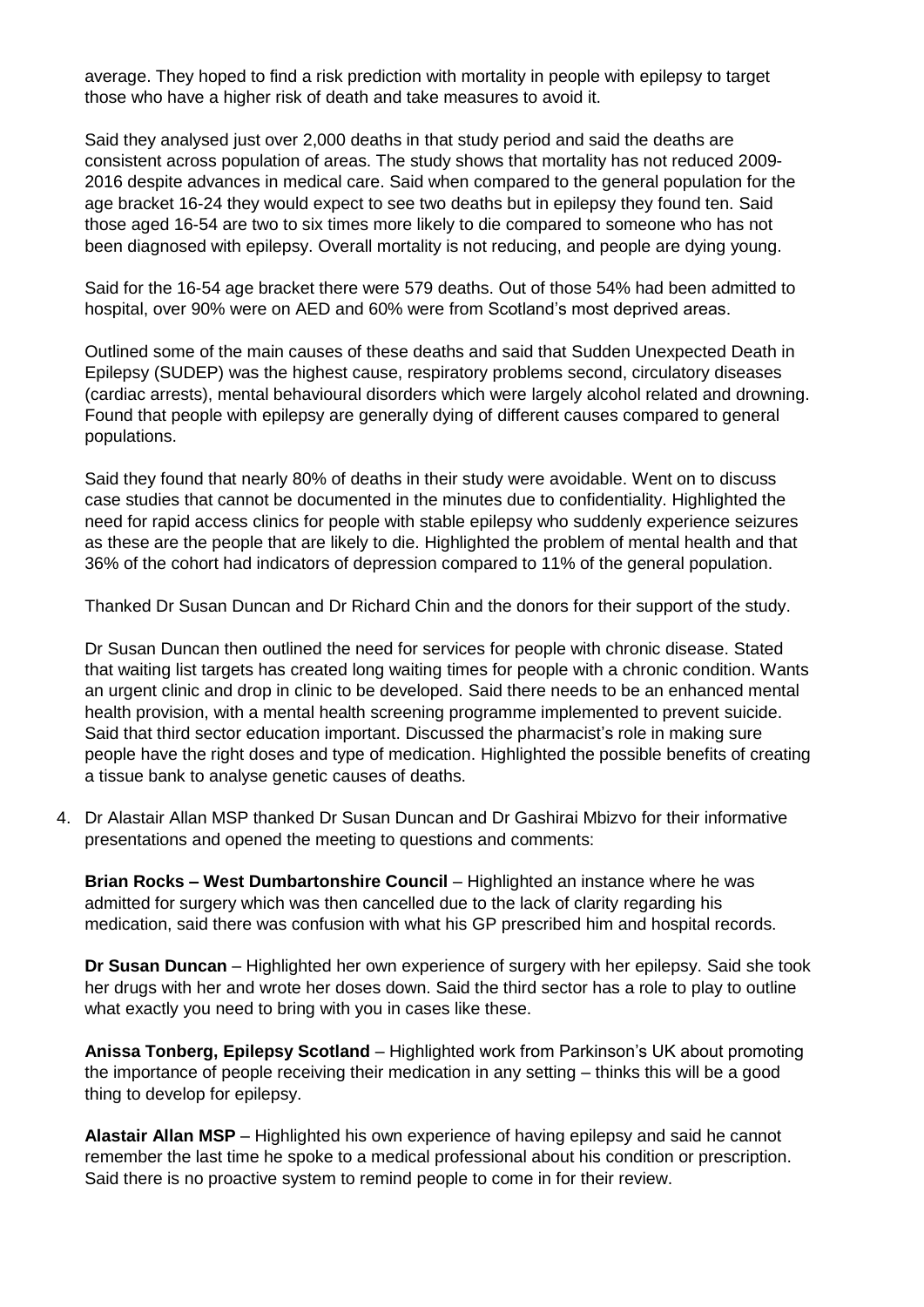average. They hoped to find a risk prediction with mortality in people with epilepsy to target those who have a higher risk of death and take measures to avoid it.

Said they analysed just over 2,000 deaths in that study period and said the deaths are consistent across population of areas. The study shows that mortality has not reduced 2009-2016 despite advances in medical care. Said when compared to the general population for the age bracket 16-24 they would expect to see two deaths but in epilepsy they found ten. Said those aged 16-54 are two to six times more likely to die compared to someone who has not been diagnosed with epilepsy. Overall mortality is not reducing, and people are dying young.

Said for the 16-54 age bracket there were 579 deaths. Out of those 54% had been admitted to hospital, over 90% were on AED and 60% were from Scotland's most deprived areas.

Outlined some of the main causes of these deaths and said that Sudden Unexpected Death in Epilepsy (SUDEP) was the highest cause, respiratory problems second, circulatory diseases (cardiac arrests), mental behavioural disorders which were largely alcohol related and drowning. Found that people with epilepsy are generally dying of different causes compared to general populations.

Said they found that nearly 80% of deaths in their study were avoidable. Went on to discuss case studies that cannot be documented in the minutes due to confidentiality. Highlighted the need for rapid access clinics for people with stable epilepsy who suddenly experience seizures as these are the people that are likely to die. Highlighted the problem of mental health and that 36% of the cohort had indicators of depression compared to 11% of the general population.

Thanked Dr Susan Duncan and Dr Richard Chin and the donors for their support of the study.

Dr Susan Duncan then outlined the need for services for people with chronic disease. Stated that waiting list targets has created long waiting times for people with a chronic condition. Wants an urgent clinic and drop in clinic to be developed. Said there needs to be an enhanced mental health provision, with a mental health screening programme implemented to prevent suicide. Said that third sector education important. Discussed the pharmacist's role in making sure people have the right doses and type of medication. Highlighted the possible benefits of creating a tissue bank to analyse genetic causes of deaths.

4. Dr Alastair Allan MSP thanked Dr Susan Duncan and Dr Gashirai Mbizvo for their informative presentations and opened the meeting to questions and comments:

   **Brian Rocks – West Dumbartonshire Council** – Highlighted an instance where he was admitted for surgery which was then cancelled due to the lack of clarity regarding his medication, said there was confusion with what his GP prescribed him and hospital records.

   **Dr Susan Duncan** – Highlighted her own experience of surgery with her epilepsy. Said she took her drugs with her and wrote her doses down. Said the third sector has a role to play to outline what exactly you need to bring with you in cases like these.

   **Anissa Tonberg, Epilepsy Scotland** – Highlighted work from Parkinson's UK about promoting the importance of people receiving their medication in any setting – thinks this will be a good thing to develop for epilepsy.

   **Alastair Allan MSP** – Highlighted his own experience of having epilepsy and said he cannot remember the last time he spoke to a medical professional about his condition or prescription. Said there is no proactive system to remind people to come in for their review.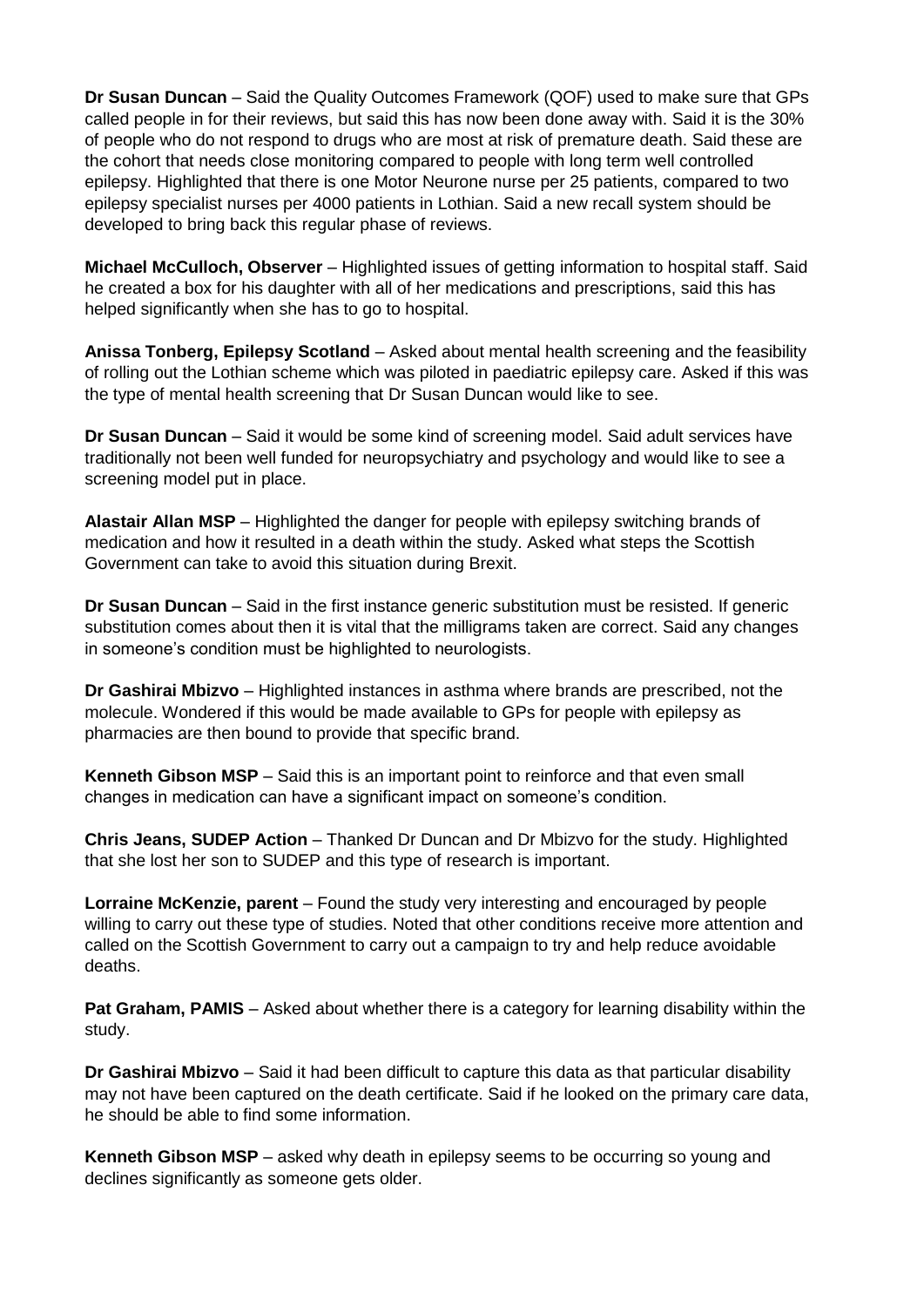**Dr Susan Duncan** – Said the Quality Outcomes Framework (QOF) used to make sure that GPs called people in for their reviews, but said this has now been done away with. Said it is the 30% of people who do not respond to drugs who are most at risk of premature death. Said these are the cohort that needs close monitoring compared to people with long term well controlled epilepsy. Highlighted that there is one Motor Neurone nurse per 25 patients, compared to two epilepsy specialist nurses per 4000 patients in Lothian. Said a new recall system should be developed to bring back this regular phase of reviews.

**Michael McCulloch, Observer** – Highlighted issues of getting information to hospital staff. Said he created a box for his daughter with all of her medications and prescriptions, said this has helped significantly when she has to go to hospital.

**Anissa Tonberg, Epilepsy Scotland** – Asked about mental health screening and the feasibility of rolling out the Lothian scheme which was piloted in paediatric epilepsy care. Asked if this was the type of mental health screening that Dr Susan Duncan would like to see.

**Dr Susan Duncan** – Said it would be some kind of screening model. Said adult services have traditionally not been well funded for neuropsychiatry and psychology and would like to see a screening model put in place.

**Alastair Allan MSP** – Highlighted the danger for people with epilepsy switching brands of medication and how it resulted in a death within the study. Asked what steps the Scottish Government can take to avoid this situation during Brexit.

**Dr Susan Duncan** – Said in the first instance generic substitution must be resisted. If generic substitution comes about then it is vital that the milligrams taken are correct. Said any changes in someone's condition must be highlighted to neurologists.

**Dr Gashirai Mbizvo** – Highlighted instances in asthma where brands are prescribed, not the molecule. Wondered if this would be made available to GPs for people with epilepsy as pharmacies are then bound to provide that specific brand.

**Kenneth Gibson MSP** – Said this is an important point to reinforce and that even small changes in medication can have a significant impact on someone's condition.

**Chris Jeans, SUDEP Action** – Thanked Dr Duncan and Dr Mbizvo for the study. Highlighted that she lost her son to SUDEP and this type of research is important.

**Lorraine McKenzie, parent** – Found the study very interesting and encouraged by people willing to carry out these type of studies. Noted that other conditions receive more attention and called on the Scottish Government to carry out a campaign to try and help reduce avoidable deaths.

**Pat Graham, PAMIS** – Asked about whether there is a category for learning disability within the study.

**Dr Gashirai Mbizvo** – Said it had been difficult to capture this data as that particular disability may not have been captured on the death certificate. Said if he looked on the primary care data, he should be able to find some information.

**Kenneth Gibson MSP** – asked why death in epilepsy seems to be occurring so young and declines significantly as someone gets older.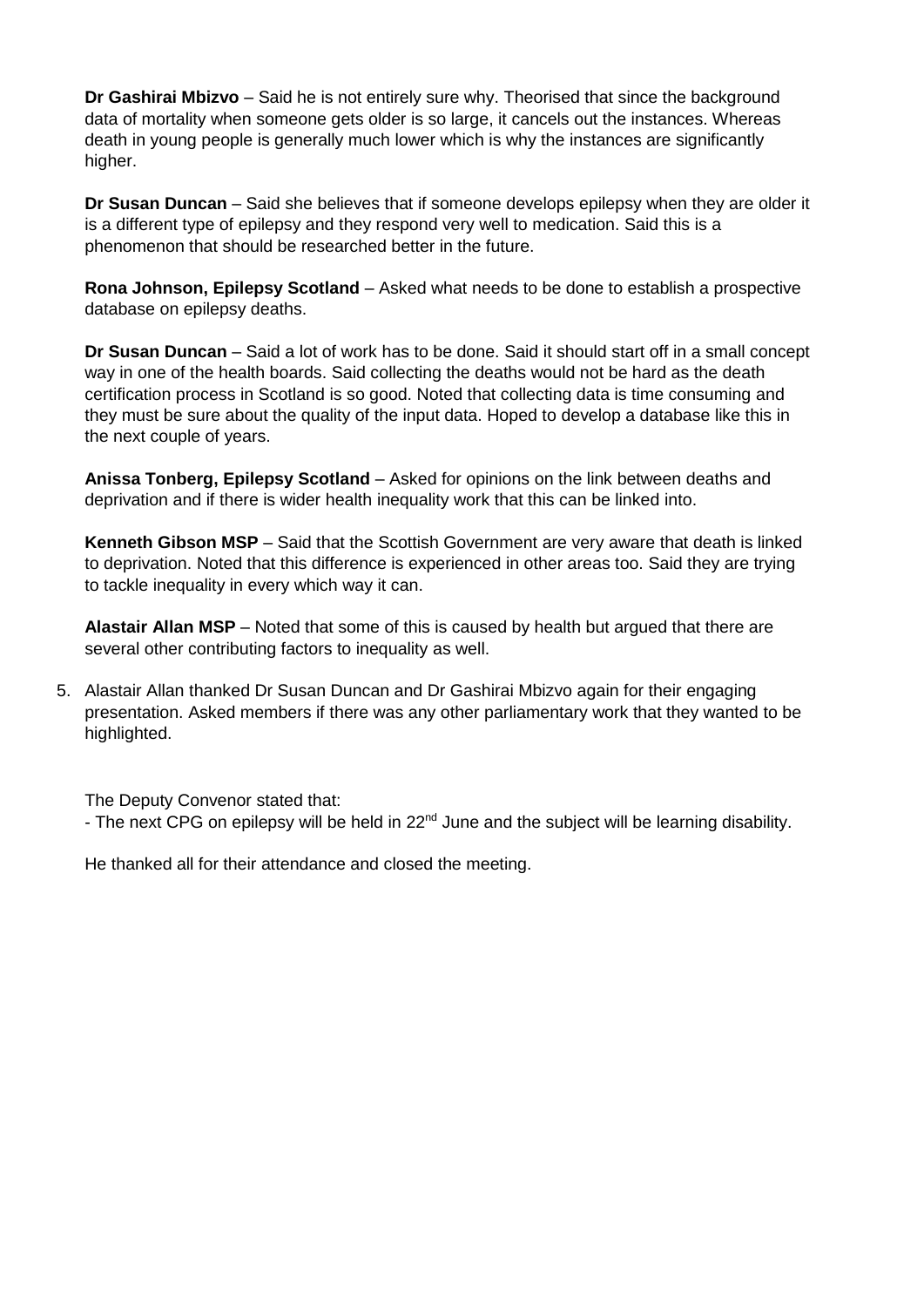**Dr Gashirai Mbizvo** – Said he is not entirely sure why. Theorised that since the background data of mortality when someone gets older is so large, it cancels out the instances. Whereas death in young people is generally much lower which is why the instances are significantly higher.

**Dr Susan Duncan** – Said she believes that if someone develops epilepsy when they are older it is a different type of epilepsy and they respond very well to medication. Said this is a phenomenon that should be researched better in the future.

**Rona Johnson, Epilepsy Scotland** – Asked what needs to be done to establish a prospective database on epilepsy deaths.

**Dr Susan Duncan** – Said a lot of work has to be done. Said it should start off in a small concept way in one of the health boards. Said collecting the deaths would not be hard as the death certification process in Scotland is so good. Noted that collecting data is time consuming and they must be sure about the quality of the input data. Hoped to develop a database like this in the next couple of years.

**Anissa Tonberg, Epilepsy Scotland** – Asked for opinions on the link between deaths and deprivation and if there is wider health inequality work that this can be linked into.

**Kenneth Gibson MSP** – Said that the Scottish Government are very aware that death is linked to deprivation. Noted that this difference is experienced in other areas too. Said they are trying to tackle inequality in every which way it can.

**Alastair Allan MSP** – Noted that some of this is caused by health but argued that there are several other contributing factors to inequality as well.

5. Alastair Allan thanked Dr Susan Duncan and Dr Gashirai Mbizvo again for their engaging presentation. Asked members if there was any other parliamentary work that they wanted to be highlighted.

The Deputy Convenor stated that:

- The next CPG on epilepsy will be held in 22nd June and the subject will be learning disability.

He thanked all for their attendance and closed the meeting.